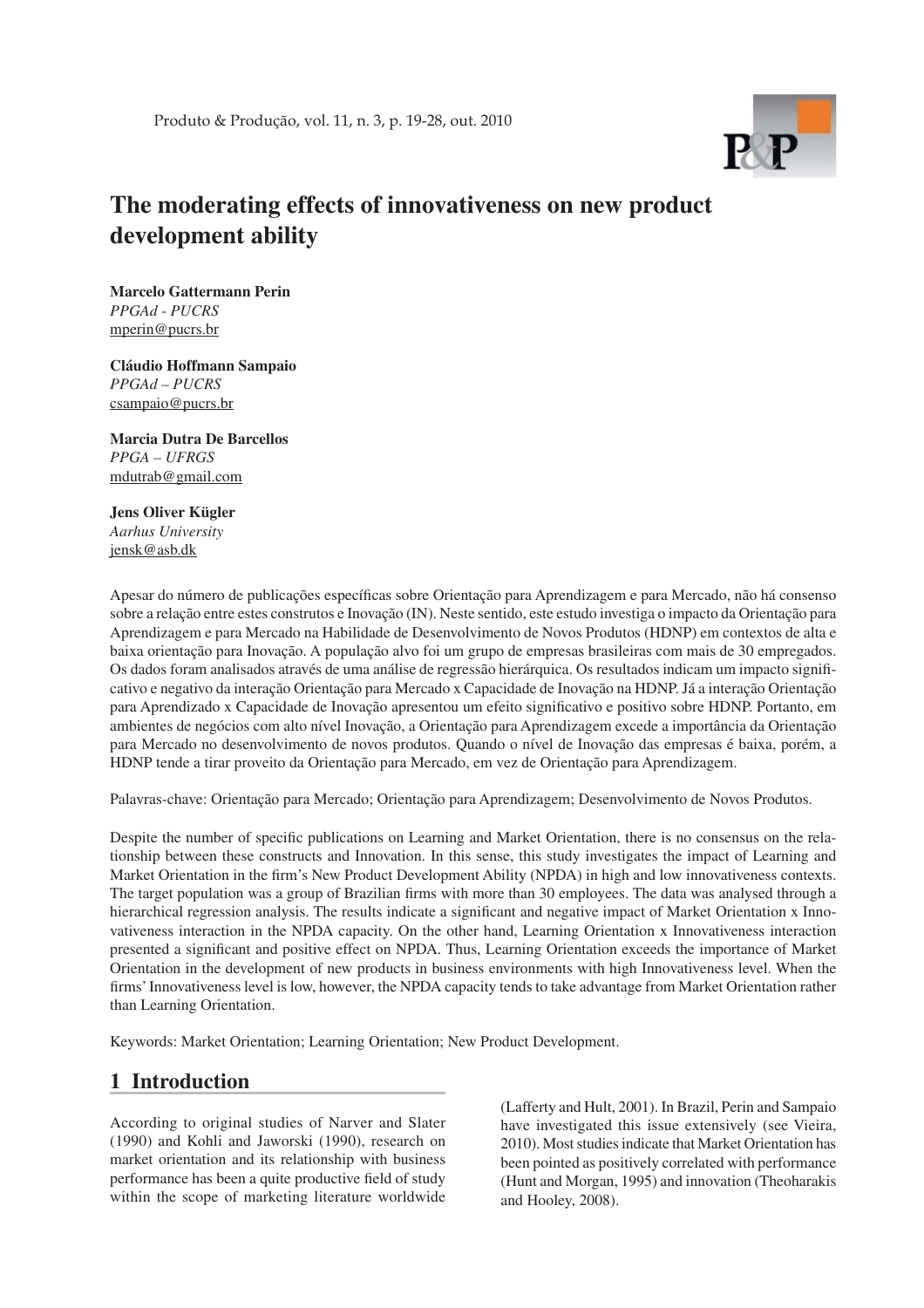# The moderating effects of innovativeness on new product development ability

**Marcelo Gattermann Perin**
*PPGAd - PUCRS*
mperin@pucrs.br

**Cláudio Hoffmann Sampaio**
*PPGAd – PUCRS*
csampaio@pucrs.br

**Marcia Dutra De Barcellos**
*PPGA – UFRGS*
mdutrab@gmail.com

**Jens Oliver Kügler**
*Aarhus University*
jensk@asb.dk

Apesar do número de publicações específicas sobre Orientação para Aprendizagem e para Mercado, não há consenso sobre a relação entre estes construtos e Inovação (IN). Neste sentido, este estudo investiga o impacto da Orientação para Aprendizagem e para Mercado na Habilidade de Desenvolvimento de Novos Produtos (HDNP) em contextos de alta e baixa orientação para Inovação. A população alvo foi um grupo de empresas brasileiras com mais de 30 empregados. Os dados foram analisados através de uma análise de regressão hierárquica. Os resultados indicam um impacto significativo e negativo da interação Orientação para Mercado x Capacidade de Inovação na HDNP. Já a interação Orientação para Aprendizado x Capacidade de Inovação apresentou um efeito significativo e positivo sobre HDNP. Portanto, em ambientes de negócios com alto nível Inovação, a Orientação para Aprendizagem excede a importância da Orientação para Mercado no desenvolvimento de novos produtos. Quando o nível de Inovação das empresas é baixa, porém, a HDNP tende a tirar proveito da Orientação para Mercado, em vez de Orientação para Aprendizagem.

Palavras-chave: Orientação para Mercado; Orientação para Aprendizagem; Desenvolvimento de Novos Produtos.

Despite the number of specific publications on Learning and Market Orientation, there is no consensus on the relationship between these constructs and Innovation. In this sense, this study investigates the impact of Learning and Market Orientation in the firm's New Product Development Ability (NPDA) in high and low innovativeness contexts. The target population was a group of Brazilian firms with more than 30 employees. The data was analysed through a hierarchical regression analysis. The results indicate a significant and negative impact of Market Orientation x Innovativeness interaction in the NPDA capacity. On the other hand, Learning Orientation x Innovativeness interaction presented a significant and positive effect on NPDA. Thus, Learning Orientation exceeds the importance of Market Orientation in the development of new products in business environments with high Innovativeness level. When the firms' Innovativeness level is low, however, the NPDA capacity tends to take advantage from Market Orientation rather than Learning Orientation.

Keywords: Market Orientation; Learning Orientation; New Product Development.

## 1 Introduction

According to original studies of Narver and Slater (1990) and Kohli and Jaworski (1990), research on market orientation and its relationship with business performance has been a quite productive field of study within the scope of marketing literature worldwide (Lafferty and Hult, 2001). In Brazil, Perin and Sampaio have investigated this issue extensively (see Vieira, 2010). Most studies indicate that Market Orientation has been pointed as positively correlated with performance (Hunt and Morgan, 1995) and innovation (Theoharakis and Hooley, 2008).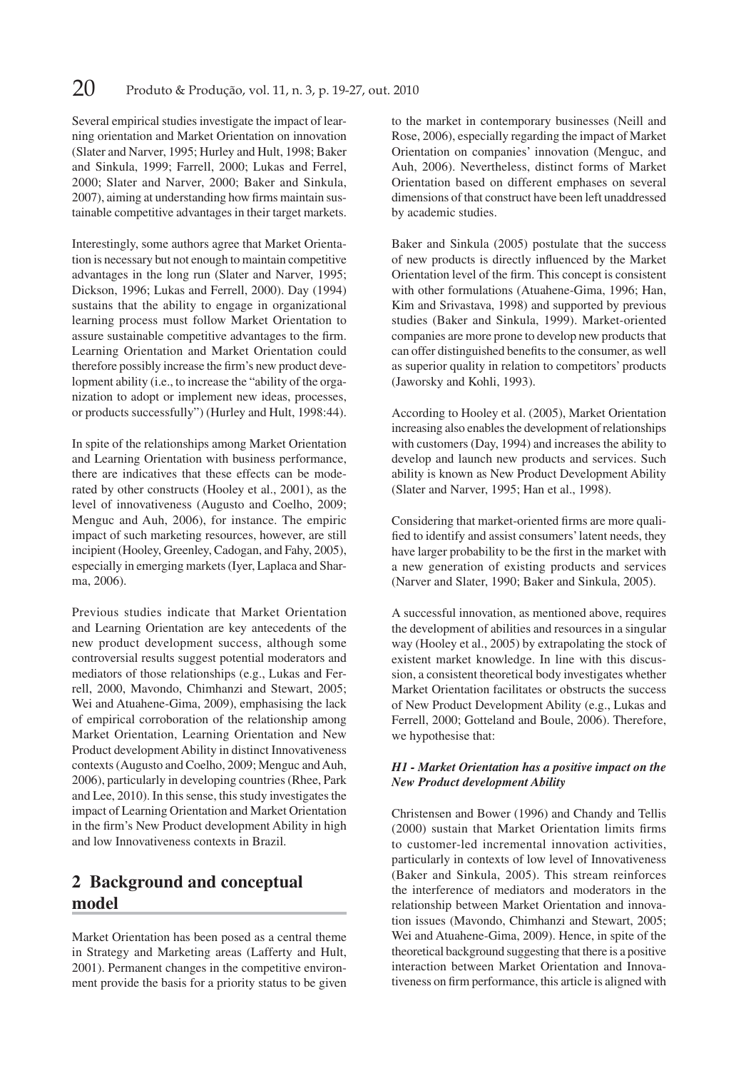Several empirical studies investigate the impact of learning orientation and Market Orientation on innovation (Slater and Narver, 1995; Hurley and Hult, 1998; Baker and Sinkula, 1999; Farrell, 2000; Lukas and Ferrel, 2000; Slater and Narver, 2000; Baker and Sinkula, 2007), aiming at understanding how firms maintain sustainable competitive advantages in their target markets.

Interestingly, some authors agree that Market Orientation is necessary but not enough to maintain competitive advantages in the long run (Slater and Narver, 1995; Dickson, 1996; Lukas and Ferrell, 2000). Day (1994) sustains that the ability to engage in organizational learning process must follow Market Orientation to assure sustainable competitive advantages to the firm. Learning Orientation and Market Orientation could therefore possibly increase the firm's new product development ability (i.e., to increase the "ability of the organization to adopt or implement new ideas, processes, or products successfully") (Hurley and Hult, 1998:44).

In spite of the relationships among Market Orientation and Learning Orientation with business performance, there are indicatives that these effects can be moderated by other constructs (Hooley et al., 2001), as the level of innovativeness (Augusto and Coelho, 2009; Menguc and Auh, 2006), for instance. The empiric impact of such marketing resources, however, are still incipient (Hooley, Greenley, Cadogan, and Fahy, 2005), especially in emerging markets (Iyer, Laplaca and Sharma, 2006).

Previous studies indicate that Market Orientation and Learning Orientation are key antecedents of the new product development success, although some controversial results suggest potential moderators and mediators of those relationships (e.g., Lukas and Ferrell, 2000, Mavondo, Chimhanzi and Stewart, 2005; Wei and Atuahene-Gima, 2009), emphasising the lack of empirical corroboration of the relationship among Market Orientation, Learning Orientation and New Product development Ability in distinct Innovativeness contexts (Augusto and Coelho, 2009; Menguc and Auh, 2006), particularly in developing countries (Rhee, Park and Lee, 2010). In this sense, this study investigates the impact of Learning Orientation and Market Orientation in the firm's New Product development Ability in high and low Innovativeness contexts in Brazil.

## 2 Background and conceptual model

Market Orientation has been posed as a central theme in Strategy and Marketing areas (Lafferty and Hult, 2001). Permanent changes in the competitive environment provide the basis for a priority status to be given to the market in contemporary businesses (Neill and Rose, 2006), especially regarding the impact of Market Orientation on companies' innovation (Menguc, and Auh, 2006). Nevertheless, distinct forms of Market Orientation based on different emphases on several dimensions of that construct have been left unaddressed by academic studies.

Baker and Sinkula (2005) postulate that the success of new products is directly influenced by the Market Orientation level of the firm. This concept is consistent with other formulations (Atuahene-Gima, 1996; Han, Kim and Srivastava, 1998) and supported by previous studies (Baker and Sinkula, 1999). Market-oriented companies are more prone to develop new products that can offer distinguished benefits to the consumer, as well as superior quality in relation to competitors' products (Jaworsky and Kohli, 1993).

According to Hooley et al. (2005), Market Orientation increasing also enables the development of relationships with customers (Day, 1994) and increases the ability to develop and launch new products and services. Such ability is known as New Product Development Ability (Slater and Narver, 1995; Han et al., 1998).

Considering that market-oriented firms are more qualified to identify and assist consumers' latent needs, they have larger probability to be the first in the market with a new generation of existing products and services (Narver and Slater, 1990; Baker and Sinkula, 2005).

A successful innovation, as mentioned above, requires the development of abilities and resources in a singular way (Hooley et al., 2005) by extrapolating the stock of existent market knowledge. In line with this discussion, a consistent theoretical body investigates whether Market Orientation facilitates or obstructs the success of New Product Development Ability (e.g., Lukas and Ferrell, 2000; Gotteland and Boule, 2006). Therefore, we hypothesise that:

***H1 - Market Orientation has a positive impact on the New Product development Ability***

Christensen and Bower (1996) and Chandy and Tellis (2000) sustain that Market Orientation limits firms to customer-led incremental innovation activities, particularly in contexts of low level of Innovativeness (Baker and Sinkula, 2005). This stream reinforces the interference of mediators and moderators in the relationship between Market Orientation and innovation issues (Mavondo, Chimhanzi and Stewart, 2005; Wei and Atuahene-Gima, 2009). Hence, in spite of the theoretical background suggesting that there is a positive interaction between Market Orientation and Innovativeness on firm performance, this article is aligned with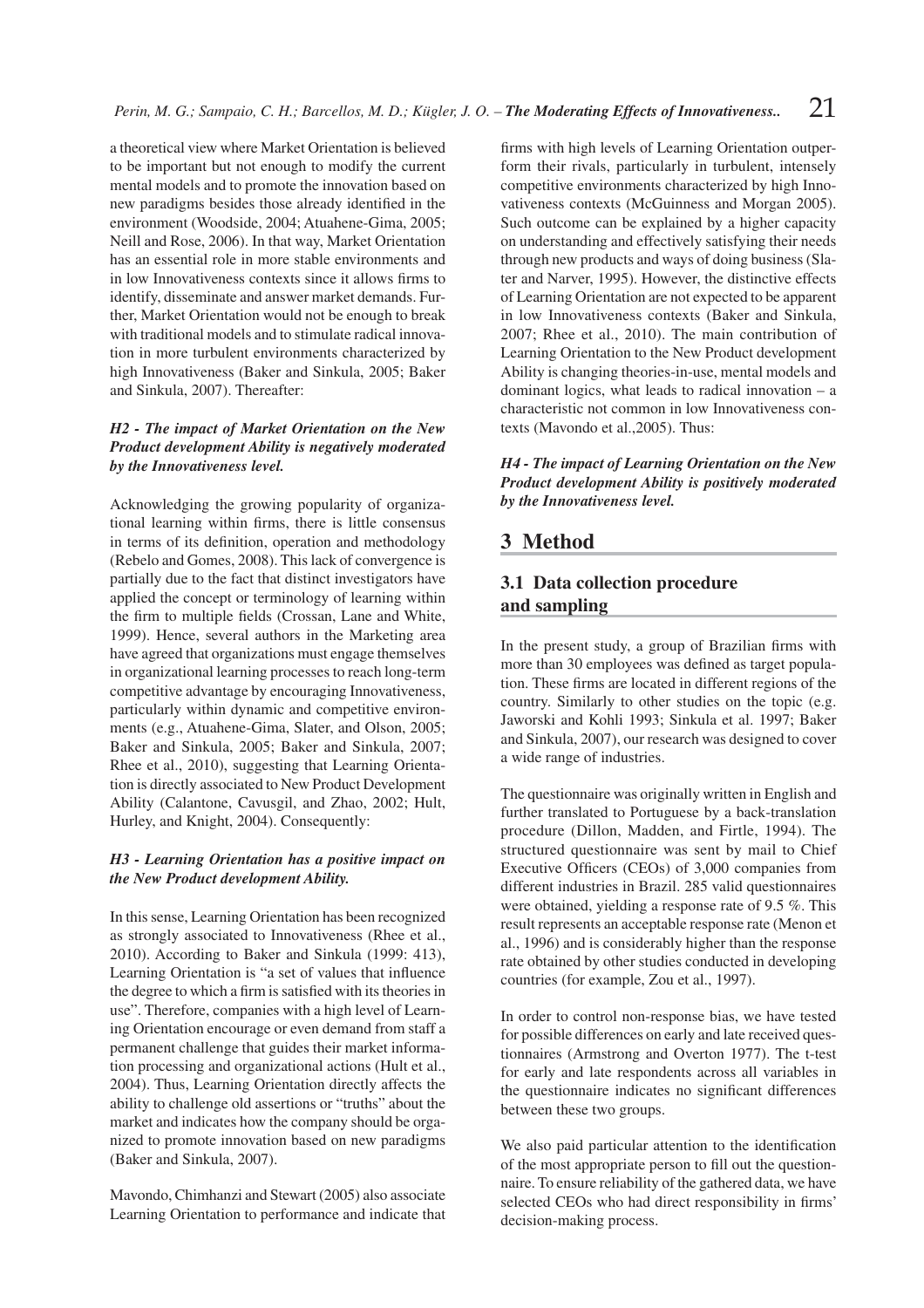a theoretical view where Market Orientation is believed to be important but not enough to modify the current mental models and to promote the innovation based on new paradigms besides those already identified in the environment (Woodside, 2004; Atuahene-Gima, 2005; Neill and Rose, 2006). In that way, Market Orientation has an essential role in more stable environments and in low Innovativeness contexts since it allows firms to identify, disseminate and answer market demands. Further, Market Orientation would not be enough to break with traditional models and to stimulate radical innovation in more turbulent environments characterized by high Innovativeness (Baker and Sinkula, 2005; Baker and Sinkula, 2007). Thereafter:

***H2 - The impact of Market Orientation on the New Product development Ability is negatively moderated by the Innovativeness level.***

Acknowledging the growing popularity of organizational learning within firms, there is little consensus in terms of its definition, operation and methodology (Rebelo and Gomes, 2008). This lack of convergence is partially due to the fact that distinct investigators have applied the concept or terminology of learning within the firm to multiple fields (Crossan, Lane and White, 1999). Hence, several authors in the Marketing area have agreed that organizations must engage themselves in organizational learning processes to reach long-term competitive advantage by encouraging Innovativeness, particularly within dynamic and competitive environments (e.g., Atuahene-Gima, Slater, and Olson, 2005; Baker and Sinkula, 2005; Baker and Sinkula, 2007; Rhee et al., 2010), suggesting that Learning Orientation is directly associated to New Product Development Ability (Calantone, Cavusgil, and Zhao, 2002; Hult, Hurley, and Knight, 2004). Consequently:

***H3 - Learning Orientation has a positive impact on the New Product development Ability.***

In this sense, Learning Orientation has been recognized as strongly associated to Innovativeness (Rhee et al., 2010). According to Baker and Sinkula (1999: 413), Learning Orientation is "a set of values that influence the degree to which a firm is satisfied with its theories in use". Therefore, companies with a high level of Learning Orientation encourage or even demand from staff a permanent challenge that guides their market information processing and organizational actions (Hult et al., 2004). Thus, Learning Orientation directly affects the ability to challenge old assertions or "truths" about the market and indicates how the company should be organized to promote innovation based on new paradigms (Baker and Sinkula, 2007).

Mavondo, Chimhanzi and Stewart (2005) also associate Learning Orientation to performance and indicate that firms with high levels of Learning Orientation outperform their rivals, particularly in turbulent, intensely competitive environments characterized by high Innovativeness contexts (McGuinness and Morgan 2005). Such outcome can be explained by a higher capacity on understanding and effectively satisfying their needs through new products and ways of doing business (Slater and Narver, 1995). However, the distinctive effects of Learning Orientation are not expected to be apparent in low Innovativeness contexts (Baker and Sinkula, 2007; Rhee et al., 2010). The main contribution of Learning Orientation to the New Product development Ability is changing theories-in-use, mental models and dominant logics, what leads to radical innovation – a characteristic not common in low Innovativeness contexts (Mavondo et al.,2005). Thus:

***H4 - The impact of Learning Orientation on the New Product development Ability is positively moderated by the Innovativeness level.***

## 3 Method

### 3.1 Data collection procedure and sampling

In the present study, a group of Brazilian firms with more than 30 employees was defined as target population. These firms are located in different regions of the country. Similarly to other studies on the topic (e.g. Jaworski and Kohli 1993; Sinkula et al. 1997; Baker and Sinkula, 2007), our research was designed to cover a wide range of industries.

The questionnaire was originally written in English and further translated to Portuguese by a back-translation procedure (Dillon, Madden, and Firtle, 1994). The structured questionnaire was sent by mail to Chief Executive Officers (CEOs) of 3,000 companies from different industries in Brazil. 285 valid questionnaires were obtained, yielding a response rate of 9.5 %. This result represents an acceptable response rate (Menon et al., 1996) and is considerably higher than the response rate obtained by other studies conducted in developing countries (for example, Zou et al., 1997).

In order to control non-response bias, we have tested for possible differences on early and late received questionnaires (Armstrong and Overton 1977). The t-test for early and late respondents across all variables in the questionnaire indicates no significant differences between these two groups.

We also paid particular attention to the identification of the most appropriate person to fill out the questionnaire. To ensure reliability of the gathered data, we have selected CEOs who had direct responsibility in firms' decision-making process.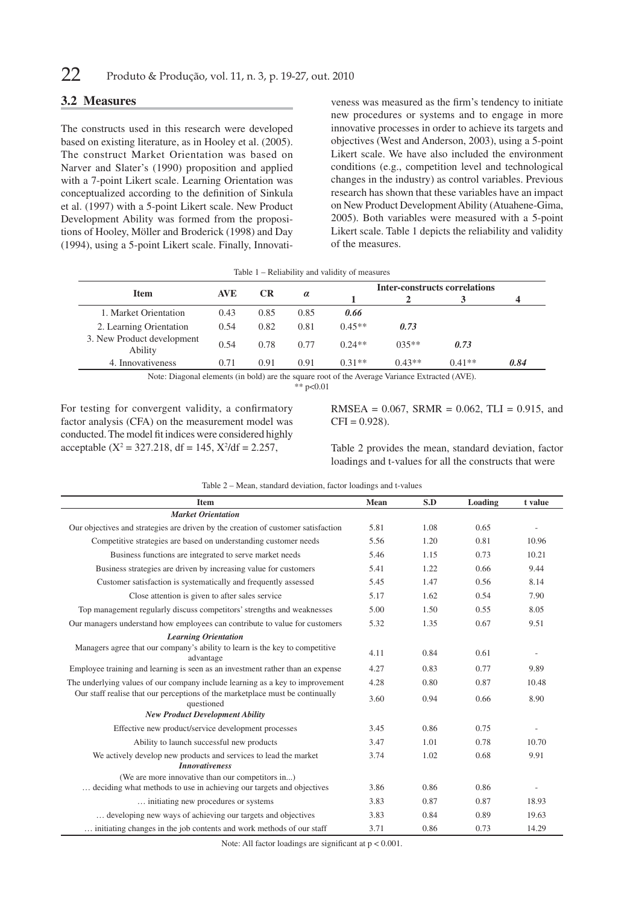## 3.2 Measures

The constructs used in this research were developed based on existing literature, as in Hooley et al. (2005). The construct Market Orientation was based on Narver and Slater's (1990) proposition and applied with a 7-point Likert scale. Learning Orientation was conceptualized according to the definition of Sinkula et al. (1997) with a 5-point Likert scale. New Product Development Ability was formed from the propositions of Hooley, Möller and Broderick (1998) and Day (1994), using a 5-point Likert scale. Finally, Innovativeness was measured as the firm's tendency to initiate new procedures or systems and to engage in more innovative processes in order to achieve its targets and objectives (West and Anderson, 2003), using a 5-point Likert scale. We have also included the environment conditions (e.g., competition level and technological changes in the industry) as control variables. Previous research has shown that these variables have an impact on New Product Development Ability (Atuahene-Gima, 2005). Both variables were measured with a 5-point Likert scale. Table 1 depicts the reliability and validity of the measures.

Table 1 – Reliability and validity of measures

| Item | AVE | CR | α | Inter-constructs correlations | | | |
|---|---|---|---|---|---|---|---|
| | | | | 1 | 2 | 3 | 4 |
| 1. Market Orientation | 0.43 | 0.85 | 0.85 | ***0.66*** | | | |
| 2. Learning Orientation | 0.54 | 0.82 | 0.81 | 0.45** | ***0.73*** | | |
| 3. New Product development Ability | 0.54 | 0.78 | 0.77 | 0.24** | 035** | ***0.73*** | |
| 4. Innovativeness | 0.71 | 0.91 | 0.91 | 0.31** | 0.43** | 0.41** | ***0.84*** |

Note: Diagonal elements (in bold) are the square root of the Average Variance Extracted (AVE).
** $p<0.01$

For testing for convergent validity, a confirmatory factor analysis (CFA) on the measurement model was conducted. The model fit indices were considered highly acceptable ($X^2 = 327.218$, df = 145, $X^2/df = 2.257$, RMSEA = 0.067, SRMR = 0.062, TLI = 0.915, and CFI = 0.928).

Table 2 provides the mean, standard deviation, factor loadings and t-values for all the constructs that were

Table 2 – Mean, standard deviation, factor loadings and t-values

| Item | Mean | S.D | Loading | t value |
|---|---|---|---|---|
| ***Market Orientation*** | | | | |
| Our objectives and strategies are driven by the creation of customer satisfaction | 5.81 | 1.08 | 0.65 | - |
| Competitive strategies are based on understanding customer needs | 5.56 | 1.20 | 0.81 | 10.96 |
| Business functions are integrated to serve market needs | 5.46 | 1.15 | 0.73 | 10.21 |
| Business strategies are driven by increasing value for customers | 5.41 | 1.22 | 0.66 | 9.44 |
| Customer satisfaction is systematically and frequently assessed | 5.45 | 1.47 | 0.56 | 8.14 |
| Close attention is given to after sales service | 5.17 | 1.62 | 0.54 | 7.90 |
| Top management regularly discuss competitors' strengths and weaknesses | 5.00 | 1.50 | 0.55 | 8.05 |
| Our managers understand how employees can contribute to value for customers | 5.32 | 1.35 | 0.67 | 9.51 |
| ***Learning Orientation*** | | | | |
| Managers agree that our company's ability to learn is the key to competitive advantage | 4.11 | 0.84 | 0.61 | - |
| Employee training and learning is seen as an investment rather than an expense | 4.27 | 0.83 | 0.77 | 9.89 |
| The underlying values of our company include learning as a key to improvement | 4.28 | 0.80 | 0.87 | 10.48 |
| Our staff realise that our perceptions of the marketplace must be continually questioned | 3.60 | 0.94 | 0.66 | 8.90 |
| ***New Product Development Ability*** | | | | |
| Effective new product/service development processes | 3.45 | 0.86 | 0.75 | - |
| Ability to launch successful new products | 3.47 | 1.01 | 0.78 | 10.70 |
| We actively develop new products and services to lead the market | 3.74 | 1.02 | 0.68 | 9.91 |
| ***Innovativeness*** | | | | |
| (We are more innovative than our competitors in...) | | | | |
| … deciding what methods to use in achieving our targets and objectives | 3.86 | 0.86 | 0.86 | - |
| … initiating new procedures or systems | 3.83 | 0.87 | 0.87 | 18.93 |
| … developing new ways of achieving our targets and objectives | 3.83 | 0.84 | 0.89 | 19.63 |
| … initiating changes in the job contents and work methods of our staff | 3.71 | 0.86 | 0.73 | 14.29 |

Note: All factor loadings are significant at $p < 0.001$.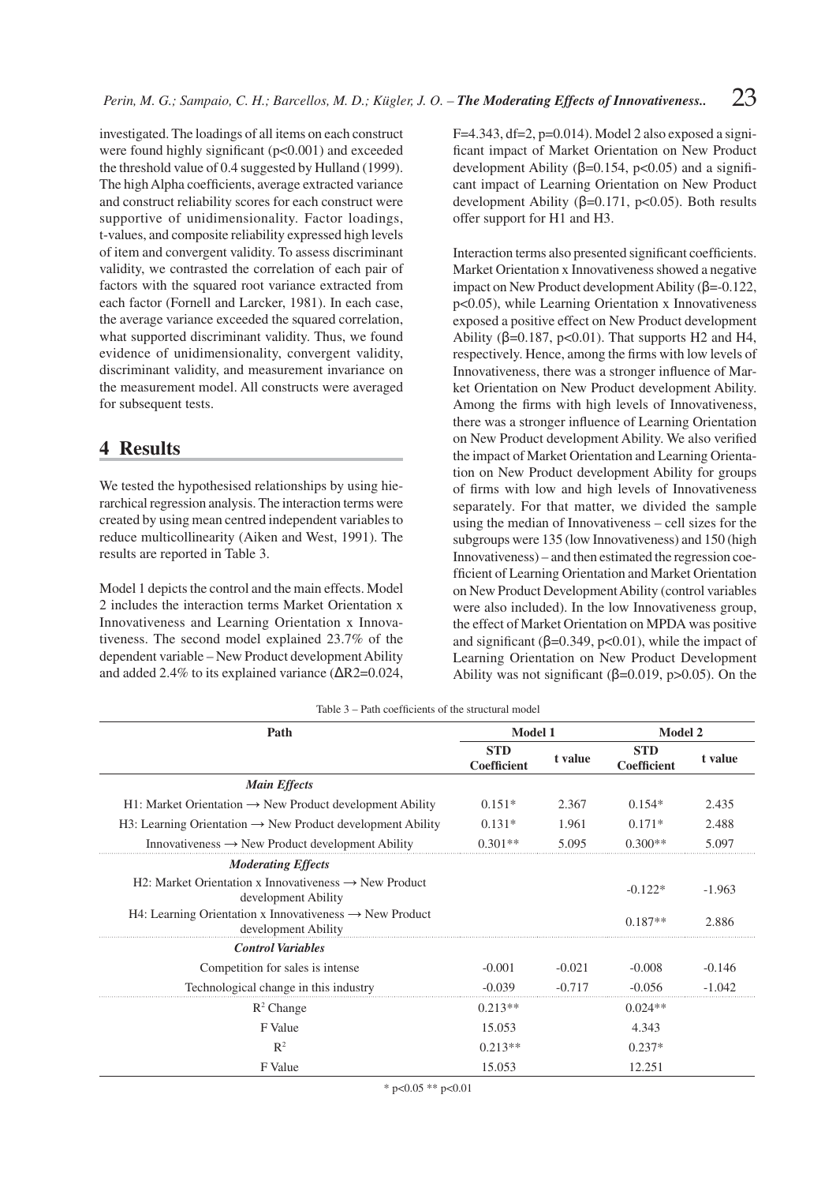investigated. The loadings of all items on each construct were found highly significant ($p<0.001$) and exceeded the threshold value of 0.4 suggested by Hulland (1999). The high Alpha coefficients, average extracted variance and construct reliability scores for each construct were supportive of unidimensionality. Factor loadings, t-values, and composite reliability expressed high levels of item and convergent validity. To assess discriminant validity, we contrasted the correlation of each pair of factors with the squared root variance extracted from each factor (Fornell and Larcker, 1981). In each case, the average variance exceeded the squared correlation, what supported discriminant validity. Thus, we found evidence of unidimensionality, convergent validity, discriminant validity, and measurement invariance on the measurement model. All constructs were averaged for subsequent tests.

## 4 Results

We tested the hypothesised relationships by using hierarchical regression analysis. The interaction terms were created by using mean centred independent variables to reduce multicollinearity (Aiken and West, 1991). The results are reported in Table 3.

Model 1 depicts the control and the main effects. Model 2 includes the interaction terms Market Orientation x Innovativeness and Learning Orientation x Innovativeness. The second model explained 23.7% of the dependent variable – New Product development Ability and added 2.4% to its explained variance ($\Delta R2=0.024$, $F=4.343$, $df=2$, $p=0.014$). Model 2 also exposed a significant impact of Market Orientation on New Product development Ability ($\beta=0.154$, $p<0.05$) and a significant impact of Learning Orientation on New Product development Ability ($\beta=0.171$, $p<0.05$). Both results offer support for H1 and H3.

Interaction terms also presented significant coefficients. Market Orientation x Innovativeness showed a negative impact on New Product development Ability ($\beta=-0.122$, $p<0.05$), while Learning Orientation x Innovativeness exposed a positive effect on New Product development Ability ($\beta=0.187$, $p<0.01$). That supports H2 and H4, respectively. Hence, among the firms with low levels of Innovativeness, there was a stronger influence of Market Orientation on New Product development Ability. Among the firms with high levels of Innovativeness, there was a stronger influence of Learning Orientation on New Product development Ability. We also verified the impact of Market Orientation and Learning Orientation on New Product development Ability for groups of firms with low and high levels of Innovativeness separately. For that matter, we divided the sample using the median of Innovativeness – cell sizes for the subgroups were 135 (low Innovativeness) and 150 (high Innovativeness) – and then estimated the regression coefficient of Learning Orientation and Market Orientation on New Product Development Ability (control variables were also included). In the low Innovativeness group, the effect of Market Orientation on MPDA was positive and significant ($\beta=0.349$, $p<0.01$), while the impact of Learning Orientation on New Product Development Ability was not significant ($\beta=0.019$, $p>0.05$). On the

Table 3 – Path coefficients of the structural model

| Path | Model 1 | | Model 2 | |
|---|---|---|---|---|
| | STD Coefficient | t value | STD Coefficient | t value |
| ***Main Effects*** | | | | |
| H1: Market Orientation → New Product development Ability | 0.151* | 2.367 | 0.154* | 2.435 |
| H3: Learning Orientation → New Product development Ability | 0.131* | 1.961 | 0.171* | 2.488 |
| Innovativeness → New Product development Ability | 0.301** | 5.095 | 0.300** | 5.097 |
| ***Moderating Effects*** | | | | |
| H2: Market Orientation x Innovativeness → New Product development Ability | | | -0.122* | -1.963 |
| H4: Learning Orientation x Innovativeness → New Product development Ability | | | 0.187** | 2.886 |
| ***Control Variables*** | | | | |
| Competition for sales is intense | -0.001 | -0.021 | -0.008 | -0.146 |
| Technological change in this industry | -0.039 | -0.717 | -0.056 | -1.042 |
| $R^2$ Change | 0.213** | | 0.024** | |
| F Value | 15.053 | | 4.343 | |
| $R^2$ | 0.213** | | 0.237* | |
| F Value | 15.053 | | 12.251 | |

\* $p<0.05$ ** $p<0.01$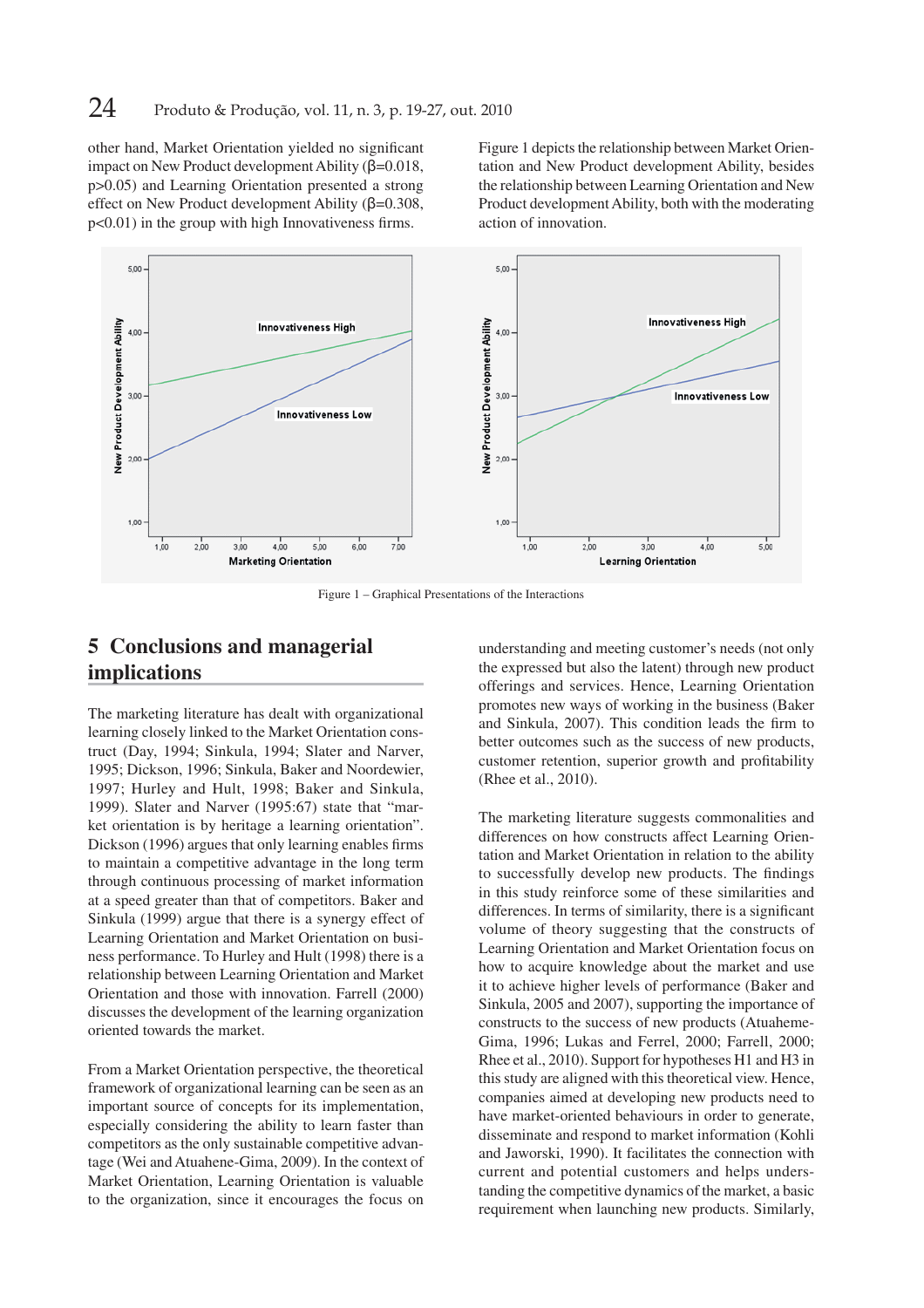other hand, Market Orientation yielded no significant impact on New Product development Ability ($\beta$=0.018, $p>0.05$) and Learning Orientation presented a strong effect on New Product development Ability ($\beta$=0.308, $p<0.01$) in the group with high Innovativeness firms.

Figure 1 depicts the relationship between Market Orientation and New Product development Ability, besides the relationship between Learning Orientation and New Product development Ability, both with the moderating action of innovation.

Figure 1 – Graphical Presentations of the Interactions

## 5 Conclusions and managerial implications

The marketing literature has dealt with organizational learning closely linked to the Market Orientation construct (Day, 1994; Sinkula, 1994; Slater and Narver, 1995; Dickson, 1996; Sinkula, Baker and Noordewier, 1997; Hurley and Hult, 1998; Baker and Sinkula, 1999). Slater and Narver (1995:67) state that "market orientation is by heritage a learning orientation". Dickson (1996) argues that only learning enables firms to maintain a competitive advantage in the long term through continuous processing of market information at a speed greater than that of competitors. Baker and Sinkula (1999) argue that there is a synergy effect of Learning Orientation and Market Orientation on business performance. To Hurley and Hult (1998) there is a relationship between Learning Orientation and Market Orientation and those with innovation. Farrell (2000) discusses the development of the learning organization oriented towards the market.

From a Market Orientation perspective, the theoretical framework of organizational learning can be seen as an important source of concepts for its implementation, especially considering the ability to learn faster than competitors as the only sustainable competitive advantage (Wei and Atuahene-Gima, 2009). In the context of Market Orientation, Learning Orientation is valuable to the organization, since it encourages the focus on understanding and meeting customer's needs (not only the expressed but also the latent) through new product offerings and services. Hence, Learning Orientation promotes new ways of working in the business (Baker and Sinkula, 2007). This condition leads the firm to better outcomes such as the success of new products, customer retention, superior growth and profitability (Rhee et al., 2010).

The marketing literature suggests commonalities and differences on how constructs affect Learning Orientation and Market Orientation in relation to the ability to successfully develop new products. The findings in this study reinforce some of these similarities and differences. In terms of similarity, there is a significant volume of theory suggesting that the constructs of Learning Orientation and Market Orientation focus on how to acquire knowledge about the market and use it to achieve higher levels of performance (Baker and Sinkula, 2005 and 2007), supporting the importance of constructs to the success of new products (Atuaheme-Gima, 1996; Lukas and Ferrel, 2000; Farrell, 2000; Rhee et al., 2010). Support for hypotheses H1 and H3 in this study are aligned with this theoretical view. Hence, companies aimed at developing new products need to have market-oriented behaviours in order to generate, disseminate and respond to market information (Kohli and Jaworski, 1990). It facilitates the connection with current and potential customers and helps understanding the competitive dynamics of the market, a basic requirement when launching new products. Similarly,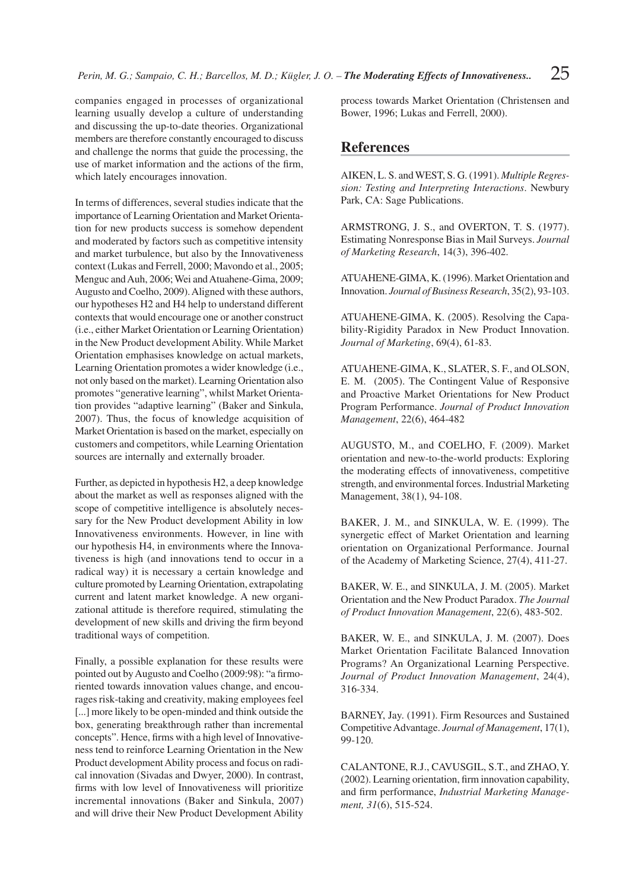companies engaged in processes of organizational learning usually develop a culture of understanding and discussing the up-to-date theories. Organizational members are therefore constantly encouraged to discuss and challenge the norms that guide the processing, the use of market information and the actions of the firm, which lately encourages innovation.

In terms of differences, several studies indicate that the importance of Learning Orientation and Market Orientation for new products success is somehow dependent and moderated by factors such as competitive intensity and market turbulence, but also by the Innovativeness context (Lukas and Ferrell, 2000; Mavondo et al., 2005; Menguc and Auh, 2006; Wei and Atuahene-Gima, 2009; Augusto and Coelho, 2009). Aligned with these authors, our hypotheses H2 and H4 help to understand different contexts that would encourage one or another construct (i.e., either Market Orientation or Learning Orientation) in the New Product development Ability. While Market Orientation emphasises knowledge on actual markets, Learning Orientation promotes a wider knowledge (i.e., not only based on the market). Learning Orientation also promotes "generative learning", whilst Market Orientation provides "adaptive learning" (Baker and Sinkula, 2007). Thus, the focus of knowledge acquisition of Market Orientation is based on the market, especially on customers and competitors, while Learning Orientation sources are internally and externally broader.

Further, as depicted in hypothesis H2, a deep knowledge about the market as well as responses aligned with the scope of competitive intelligence is absolutely necessary for the New Product development Ability in low Innovativeness environments. However, in line with our hypothesis H4, in environments where the Innovativeness is high (and innovations tend to occur in a radical way) it is necessary a certain knowledge and culture promoted by Learning Orientation, extrapolating current and latent market knowledge. A new organizational attitude is therefore required, stimulating the development of new skills and driving the firm beyond traditional ways of competition.

Finally, a possible explanation for these results were pointed out by Augusto and Coelho (2009:98): "a firmoriented towards innovation values change, and encourages risk-taking and creativity, making employees feel [...] more likely to be open-minded and think outside the box, generating breakthrough rather than incremental concepts". Hence, firms with a high level of Innovativeness tend to reinforce Learning Orientation in the New Product development Ability process and focus on radical innovation (Sivadas and Dwyer, 2000). In contrast, firms with low level of Innovativeness will prioritize incremental innovations (Baker and Sinkula, 2007) and will drive their New Product Development Ability process towards Market Orientation (Christensen and Bower, 1996; Lukas and Ferrell, 2000).

## References

AIKEN, L. S. and WEST, S. G. (1991). *Multiple Regression: Testing and Interpreting Interactions*. Newbury Park, CA: Sage Publications.

ARMSTRONG, J. S., and OVERTON, T. S. (1977). Estimating Nonresponse Bias in Mail Surveys. *Journal of Marketing Research*, 14(3), 396-402.

ATUAHENE-GIMA, K. (1996). Market Orientation and Innovation. *Journal of Business Research*, 35(2), 93-103.

ATUAHENE-GIMA, K. (2005). Resolving the Capability-Rigidity Paradox in New Product Innovation. *Journal of Marketing*, 69(4), 61-83.

ATUAHENE-GIMA, K., SLATER, S. F., and OLSON, E. M. (2005). The Contingent Value of Responsive and Proactive Market Orientations for New Product Program Performance. *Journal of Product Innovation Management*, 22(6), 464-482

AUGUSTO, M., and COELHO, F. (2009). Market orientation and new-to-the-world products: Exploring the moderating effects of innovativeness, competitive strength, and environmental forces. Industrial Marketing Management, 38(1), 94-108.

BAKER, J. M., and SINKULA, W. E. (1999). The synergetic effect of Market Orientation and learning orientation on Organizational Performance. Journal of the Academy of Marketing Science, 27(4), 411-27.

BAKER, W. E., and SINKULA, J. M. (2005). Market Orientation and the New Product Paradox. *The Journal of Product Innovation Management*, 22(6), 483-502.

BAKER, W. E., and SINKULA, J. M. (2007). Does Market Orientation Facilitate Balanced Innovation Programs? An Organizational Learning Perspective. *Journal of Product Innovation Management*, 24(4), 316-334.

BARNEY, Jay. (1991). Firm Resources and Sustained Competitive Advantage. *Journal of Management*, 17(1), 99-120.

CALANTONE, R.J., CAVUSGIL, S.T., and ZHAO, Y. (2002). Learning orientation, firm innovation capability, and firm performance, *Industrial Marketing Management, 31*(6), 515-524.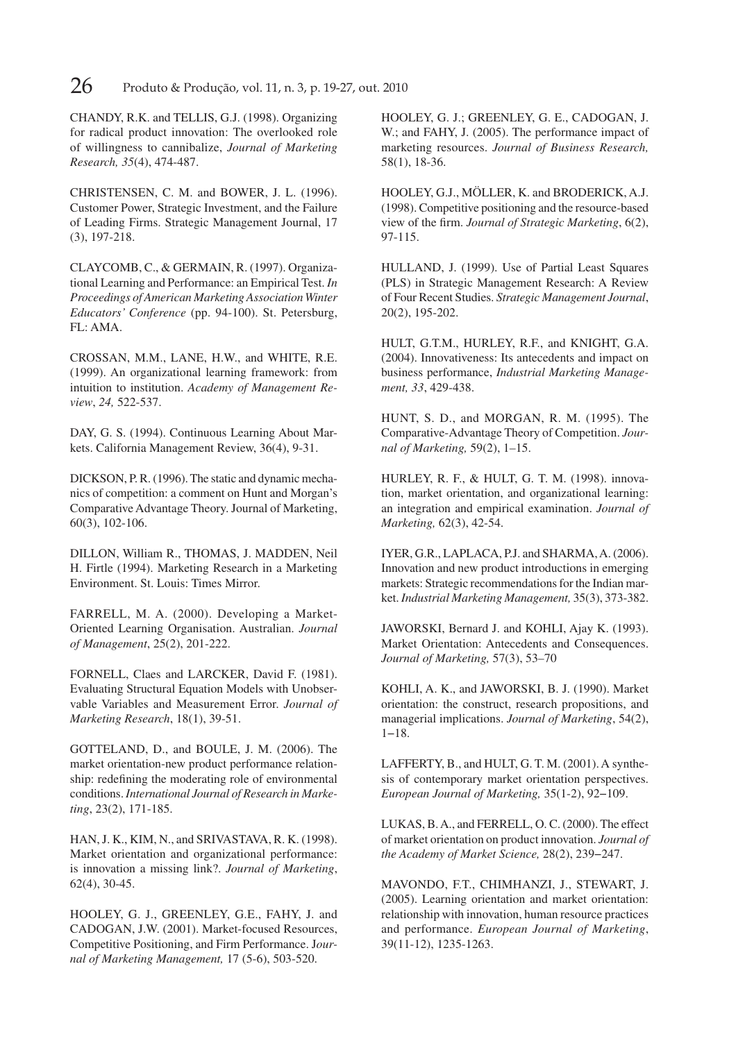CHANDY, R.K. and TELLIS, G.J. (1998). Organizing for radical product innovation: The overlooked role of willingness to cannibalize, *Journal of Marketing Research, 35*(4), 474-487.

CHRISTENSEN, C. M. and BOWER, J. L. (1996). Customer Power, Strategic Investment, and the Failure of Leading Firms. Strategic Management Journal, 17 (3), 197-218.

CLAYCOMB, C., & GERMAIN, R. (1997). Organizational Learning and Performance: an Empirical Test. *In Proceedings of American Marketing Association Winter Educators' Conference* (pp. 94-100). St. Petersburg, FL: AMA.

CROSSAN, M.M., LANE, H.W., and WHITE, R.E. (1999). An organizational learning framework: from intuition to institution. *Academy of Management Review*, *24,* 522-537.

DAY, G. S. (1994). Continuous Learning About Markets. California Management Review, 36(4), 9-31.

DICKSON, P. R. (1996). The static and dynamic mechanics of competition: a comment on Hunt and Morgan's Comparative Advantage Theory. Journal of Marketing, 60(3), 102-106.

DILLON, William R., THOMAS, J. MADDEN, Neil H. Firtle (1994). Marketing Research in a Marketing Environment. St. Louis: Times Mirror.

FARRELL, M. A. (2000). Developing a Market-Oriented Learning Organisation. Australian. *Journal of Management*, 25(2), 201-222.

FORNELL, Claes and LARCKER, David F. (1981). Evaluating Structural Equation Models with Unobservable Variables and Measurement Error. *Journal of Marketing Research*, 18(1), 39-51.

GOTTELAND, D., and BOULE, J. M. (2006). The market orientation-new product performance relationship: redefining the moderating role of environmental conditions. *International Journal of Research in Marketing*, 23(2), 171-185.

HAN, J. K., KIM, N., and SRIVASTAVA, R. K. (1998). Market orientation and organizational performance: is innovation a missing link?. *Journal of Marketing*, 62(4), 30-45.

HOOLEY, G. J., GREENLEY, G.E., FAHY, J. and CADOGAN, J.W. (2001). Market-focused Resources, Competitive Positioning, and Firm Performance. J*ournal of Marketing Management,* 17 (5-6), 503-520.

HOOLEY, G. J.; GREENLEY, G. E., CADOGAN, J. W.; and FAHY, J. (2005). The performance impact of marketing resources. *Journal of Business Research,* 58(1), 18-36.

HOOLEY, G.J., MÖLLER, K. and BRODERICK, A.J. (1998). Competitive positioning and the resource-based view of the firm. *Journal of Strategic Marketing*, 6(2), 97-115.

HULLAND, J. (1999). Use of Partial Least Squares (PLS) in Strategic Management Research: A Review of Four Recent Studies. *Strategic Management Journal*, 20(2), 195-202.

HULT, G.T.M., HURLEY, R.F., and KNIGHT, G.A. (2004). Innovativeness: Its antecedents and impact on business performance, *Industrial Marketing Management, 33*, 429-438.

HUNT, S. D., and MORGAN, R. M. (1995). The Comparative-Advantage Theory of Competition. *Journal of Marketing,* 59(2), 1–15.

HURLEY, R. F., & HULT, G. T. M. (1998). innovation, market orientation, and organizational learning: an integration and empirical examination. *Journal of Marketing,* 62(3), 42-54.

IYER, G.R., LAPLACA, P.J. and SHARMA, A. (2006). Innovation and new product introductions in emerging markets: Strategic recommendations for the Indian market. *Industrial Marketing Management,* 35(3), 373-382.

JAWORSKI, Bernard J. and KOHLI, Ajay K. (1993). Market Orientation: Antecedents and Consequences. *Journal of Marketing,* 57(3), 53–70

KOHLI, A. K., and JAWORSKI, B. J. (1990). Market orientation: the construct, research propositions, and managerial implications. *Journal of Marketing*, 54(2), 1–18.

LAFFERTY, B., and HULT, G. T. M. (2001). A synthesis of contemporary market orientation perspectives. *European Journal of Marketing,* 35(1-2), 92–109.

LUKAS, B. A., and FERRELL, O. C. (2000). The effect of market orientation on product innovation. *Journal of the Academy of Market Science,* 28(2), 239–247.

MAVONDO, F.T., CHIMHANZI, J., STEWART, J. (2005). Learning orientation and market orientation: relationship with innovation, human resource practices and performance. *European Journal of Marketing*, 39(11-12), 1235-1263.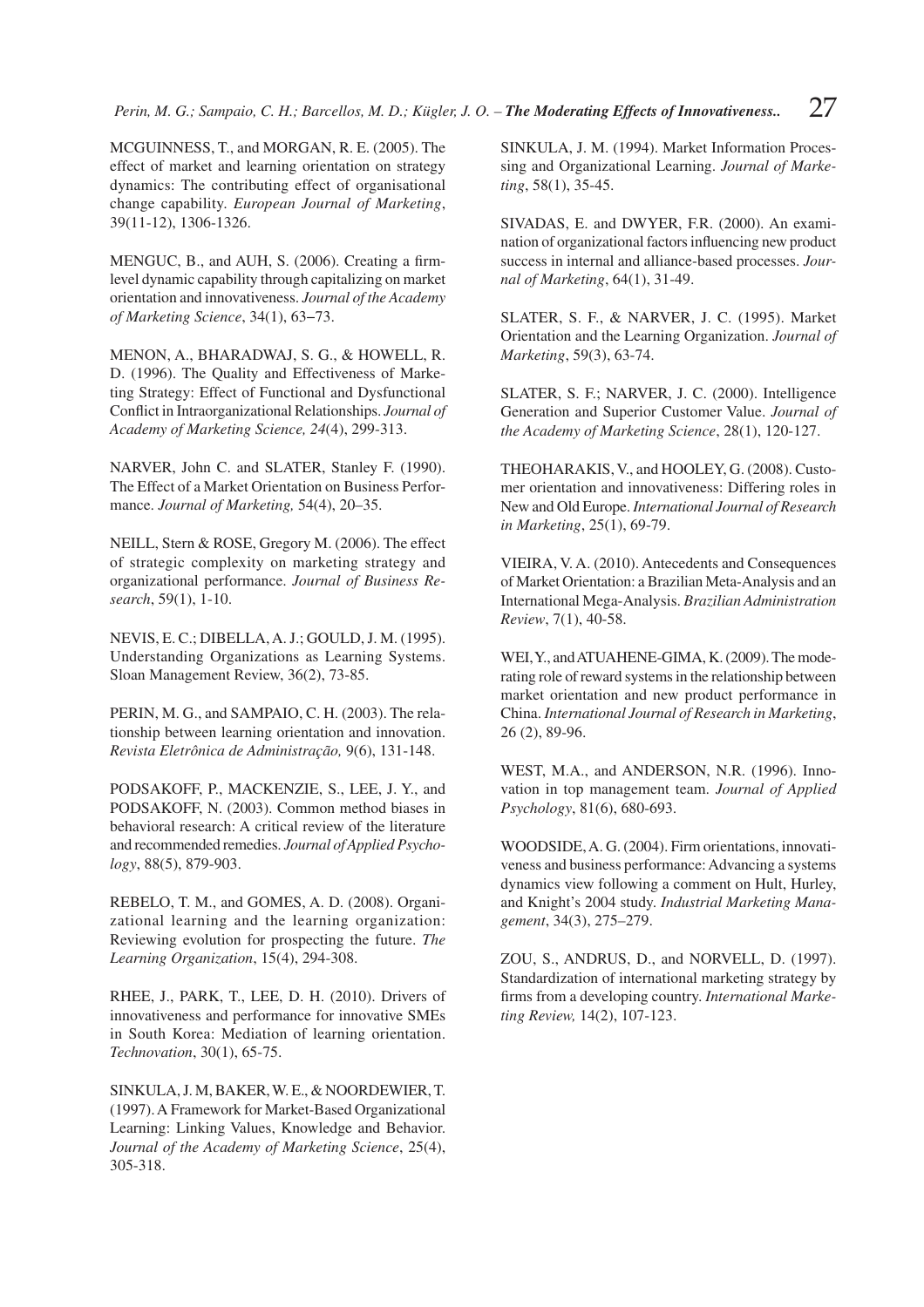MCGUINNESS, T., and MORGAN, R. E. (2005). The effect of market and learning orientation on strategy dynamics: The contributing effect of organisational change capability. *European Journal of Marketing*, 39(11-12), 1306-1326.

MENGUC, B., and AUH, S. (2006). Creating a firm-level dynamic capability through capitalizing on market orientation and innovativeness. *Journal of the Academy of Marketing Science*, 34(1), 63–73.

MENON, A., BHARADWAJ, S. G., & HOWELL, R. D. (1996). The Quality and Effectiveness of Marketing Strategy: Effect of Functional and Dysfunctional Conflict in Intraorganizational Relationships. *Journal of Academy of Marketing Science, 24*(4), 299-313.

NARVER, John C. and SLATER, Stanley F. (1990). The Effect of a Market Orientation on Business Performance. *Journal of Marketing,* 54(4), 20–35.

NEILL, Stern & ROSE, Gregory M. (2006). The effect of strategic complexity on marketing strategy and organizational performance. *Journal of Business Research*, 59(1), 1-10.

NEVIS, E. C.; DIBELLA, A. J.; GOULD, J. M. (1995). Understanding Organizations as Learning Systems. Sloan Management Review, 36(2), 73-85.

PERIN, M. G., and SAMPAIO, C. H. (2003). The relationship between learning orientation and innovation. *Revista Eletrônica de Administração,* 9(6), 131-148.

PODSAKOFF, P., MACKENZIE, S., LEE, J. Y., and PODSAKOFF, N. (2003). Common method biases in behavioral research: A critical review of the literature and recommended remedies. *Journal of Applied Psychology*, 88(5), 879-903.

REBELO, T. M., and GOMES, A. D. (2008). Organizational learning and the learning organization: Reviewing evolution for prospecting the future. *The Learning Organization*, 15(4), 294-308.

RHEE, J., PARK, T., LEE, D. H. (2010). Drivers of innovativeness and performance for innovative SMEs in South Korea: Mediation of learning orientation. *Technovation*, 30(1), 65-75.

SINKULA, J. M, BAKER, W. E., & NOORDEWIER, T. (1997). A Framework for Market-Based Organizational Learning: Linking Values, Knowledge and Behavior. *Journal of the Academy of Marketing Science*, 25(4), 305-318.

SINKULA, J. M. (1994). Market Information Processing and Organizational Learning. *Journal of Marketing*, 58(1), 35-45.

SIVADAS, E. and DWYER, F.R. (2000). An examination of organizational factors influencing new product success in internal and alliance-based processes. *Journal of Marketing*, 64(1), 31-49.

SLATER, S. F., & NARVER, J. C. (1995). Market Orientation and the Learning Organization. *Journal of Marketing*, 59(3), 63-74.

SLATER, S. F.; NARVER, J. C. (2000). Intelligence Generation and Superior Customer Value. *Journal of the Academy of Marketing Science*, 28(1), 120-127.

THEOHARAKIS, V., and HOOLEY, G. (2008). Customer orientation and innovativeness: Differing roles in New and Old Europe. *International Journal of Research in Marketing*, 25(1), 69-79.

VIEIRA, V. A. (2010). Antecedents and Consequences of Market Orientation: a Brazilian Meta-Analysis and an International Mega-Analysis. *Brazilian Administration Review*, 7(1), 40-58.

WEI, Y., and ATUAHENE-GIMA, K. (2009). The moderating role of reward systems in the relationship between market orientation and new product performance in China. *International Journal of Research in Marketing*, 26 (2), 89-96.

WEST, M.A., and ANDERSON, N.R. (1996). Innovation in top management team. *Journal of Applied Psychology*, 81(6), 680-693.

WOODSIDE, A. G. (2004). Firm orientations, innovativeness and business performance: Advancing a systems dynamics view following a comment on Hult, Hurley, and Knight's 2004 study. *Industrial Marketing Management*, 34(3), 275–279.

ZOU, S., ANDRUS, D., and NORVELL, D. (1997). Standardization of international marketing strategy by firms from a developing country. *International Marketing Review,* 14(2), 107-123.